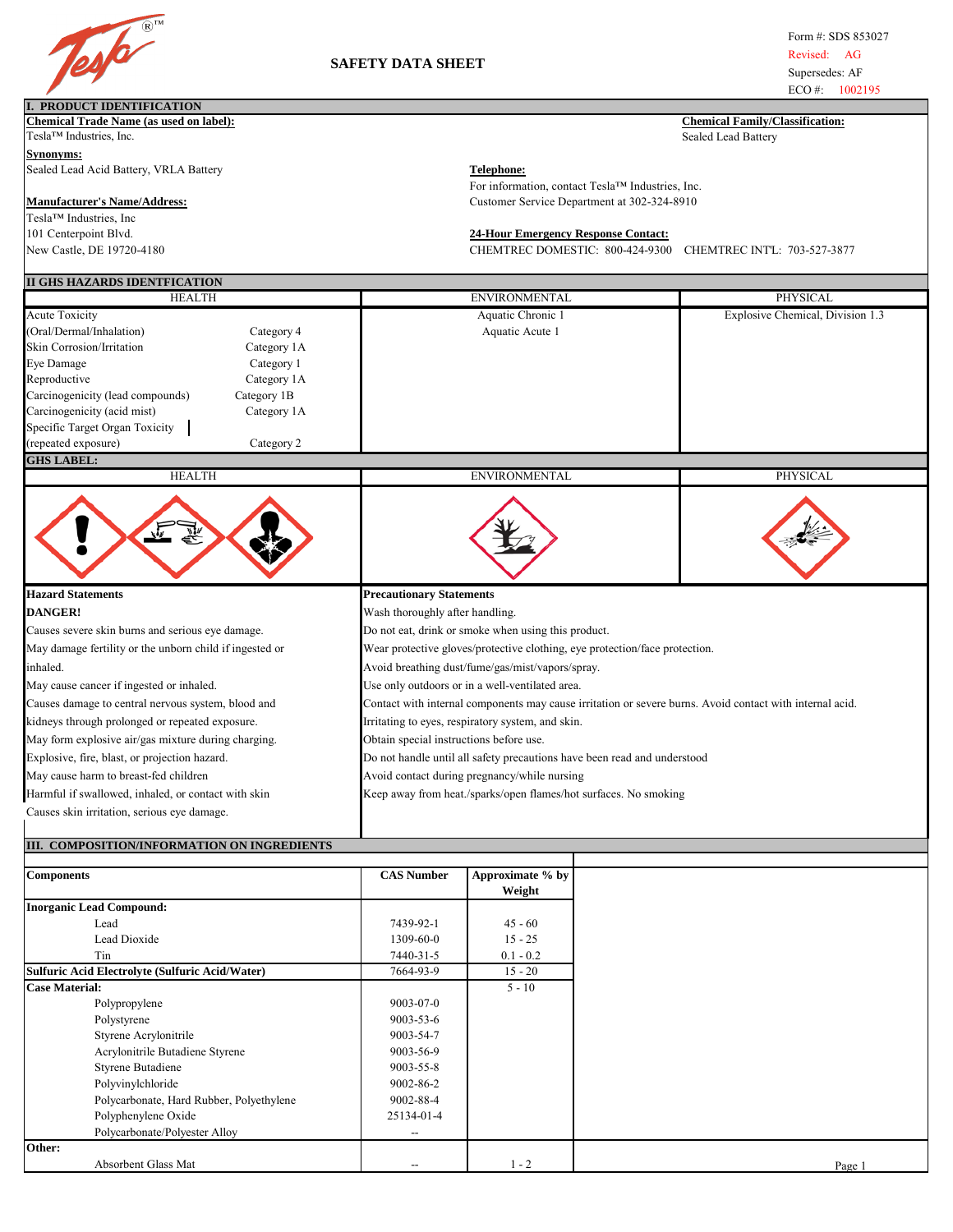Form #: SDS 853027
Revised: AG
Supersedes: AF
ECO #: 1002195

# SAFETY DATA SHEET

## I. PRODUCT IDENTIFICATION

**Chemical Trade Name (as used on label):**
Tesla™ Industries, Inc.

**Chemical Family/Classification:**
Sealed Lead Battery

**Synonyms:**
Sealed Lead Acid Battery, VRLA Battery

**Telephone:**
For information, contact Tesla™ Industries, Inc.
Customer Service Department at 302-324-8910

**Manufacturer's Name/Address:**
Tesla™ Industries, Inc
101 Centerpoint Blvd.
New Castle, DE 19720-4180

**24-Hour Emergency Response Contact:**
CHEMTREC DOMESTIC: 800-424-9300 CHEMTREC INT'L: 703-527-3877

## II GHS HAZARDS IDENTFICATION

| HEALTH | | ENVIRONMENTAL | PHYSICAL |
|---|---|---|---|
| Acute Toxicity | | Aquatic Chronic 1 | Explosive Chemical, Division 1.3 |
| (Oral/Dermal/Inhalation) | Category 4 | Aquatic Acute 1 | |
| Skin Corrosion/Irritation | Category 1A | | |
| Eye Damage | Category 1 | | |
| Reproductive | Category 1A | | |
| Carcinogenicity (lead compounds) | Category 1B | | |
| Carcinogenicity (acid mist) | Category 1A | | |
| Specific Target Organ Toxicity (repeated exposure) | Category 2 | | |

**GHS LABEL:**

| HEALTH | ENVIRONMENTAL | PHYSICAL |
|---|---|---|

**Hazard Statements**

**DANGER!**

Causes severe skin burns and serious eye damage.
May damage fertility or the unborn child if ingested or inhaled.
May cause cancer if ingested or inhaled.
Causes damage to central nervous system, blood and kidneys through prolonged or repeated exposure.
May form explosive air/gas mixture during charging.
Explosive, fire, blast, or projection hazard.
May cause harm to breast-fed children
Harmful if swallowed, inhaled, or contact with skin
Causes skin irritation, serious eye damage.

**Precautionary Statements**

Wash thoroughly after handling.
Do not eat, drink or smoke when using this product.
Wear protective gloves/protective clothing, eye protection/face protection.
Avoid breathing dust/fume/gas/mist/vapors/spray.
Use only outdoors or in a well-ventilated area.
Contact with internal components may cause irritation or severe burns. Avoid contact with internal acid.
Irritating to eyes, respiratory system, and skin.
Obtain special instructions before use.
Do not handle until all safety precautions have been read and understood
Avoid contact during pregnancy/while nursing
Keep away from heat./sparks/open flames/hot surfaces. No smoking

## III. COMPOSITION/INFORMATION ON INGREDIENTS

| Components | CAS Number | Approximate % by Weight |
|---|---|---|
| **Inorganic Lead Compound:** | | |
| Lead | 7439-92-1 | 45 - 60 |
| Lead Dioxide | 1309-60-0 | 15 - 25 |
| Tin | 7440-31-5 | 0.1 - 0.2 |
| **Sulfuric Acid Electrolyte (Sulfuric Acid/Water)** | 7664-93-9 | 15 - 20 |
| **Case Material:** | | 5 - 10 |
| Polypropylene | 9003-07-0 | |
| Polystyrene | 9003-53-6 | |
| Styrene Acrylonitrile | 9003-54-7 | |
| Acrylonitrile Butadiene Styrene | 9003-56-9 | |
| Styrene Butadiene | 9003-55-8 | |
| Polyvinylchloride | 9002-86-2 | |
| Polycarbonate, Hard Rubber, Polyethylene | 9002-88-4 | |
| Polyphenylene Oxide | 25134-01-4 | |
| Polycarbonate/Polyester Alloy | -- | |
| **Other:** | | |
| Absorbent Glass Mat | -- | 1 - 2 |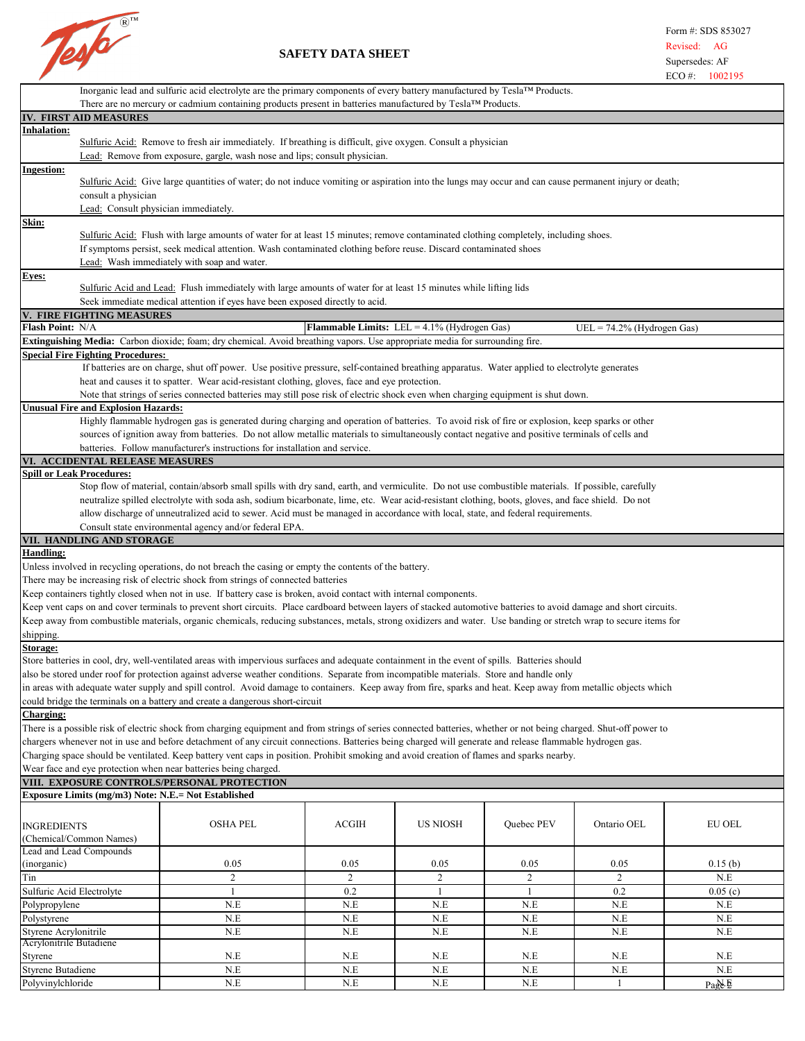SAFETY DATA SHEET

Form #: SDS 853027
Revised: AG
Supersedes: AF
ECO #: 1002195

Inorganic lead and sulfuric acid electrolyte are the primary components of every battery manufactured by Tesla™ Products.
There are no mercury or cadmium containing products present in batteries manufactured by Tesla™ Products.

## IV. FIRST AID MEASURES

**Inhalation:**

Sulfuric Acid: Remove to fresh air immediately. If breathing is difficult, give oxygen. Consult a physician

Lead: Remove from exposure, gargle, wash nose and lips; consult physician.

**Ingestion:**

Sulfuric Acid: Give large quantities of water; do not induce vomiting or aspiration into the lungs may occur and can cause permanent injury or death; consult a physician

Lead: Consult physician immediately.

**Skin:**

Sulfuric Acid: Flush with large amounts of water for at least 15 minutes; remove contaminated clothing completely, including shoes. If symptoms persist, seek medical attention. Wash contaminated clothing before reuse. Discard contaminated shoes

Lead: Wash immediately with soap and water.

**Eyes:**

Sulfuric Acid and Lead: Flush immediately with large amounts of water for at least 15 minutes while lifting lids
Seek immediate medical attention if eyes have been exposed directly to acid.

## V. FIRE FIGHTING MEASURES

**Flash Point:** N/A **Flammable Limits:** LEL = 4.1% (Hydrogen Gas) UEL = 74.2% (Hydrogen Gas)

**Extinguishing Media:** Carbon dioxide; foam; dry chemical. Avoid breathing vapors. Use appropriate media for surrounding fire.

**Special Fire Fighting Procedures:**

If batteries are on charge, shut off power. Use positive pressure, self-contained breathing apparatus. Water applied to electrolyte generates heat and causes it to spatter. Wear acid-resistant clothing, gloves, face and eye protection.
Note that strings of series connected batteries may still pose risk of electric shock even when charging equipment is shut down.

**Unusual Fire and Explosion Hazards:**

Highly flammable hydrogen gas is generated during charging and operation of batteries. To avoid risk of fire or explosion, keep sparks or other sources of ignition away from batteries. Do not allow metallic materials to simultaneously contact negative and positive terminals of cells and batteries. Follow manufacturer's instructions for installation and service.

## VI. ACCIDENTAL RELEASE MEASURES

**Spill or Leak Procedures:**

Stop flow of material, contain/absorb small spills with dry sand, earth, and vermiculite. Do not use combustible materials. If possible, carefully neutralize spilled electrolyte with soda ash, sodium bicarbonate, lime, etc. Wear acid-resistant clothing, boots, gloves, and face shield. Do not allow discharge of unneutralized acid to sewer. Acid must be managed in accordance with local, state, and federal requirements.
Consult state environmental agency and/or federal EPA.

## VII. HANDLING AND STORAGE

**Handling:**

Unless involved in recycling operations, do not breach the casing or empty the contents of the battery.
There may be increasing risk of electric shock from strings of connected batteries
Keep containers tightly closed when not in use. If battery case is broken, avoid contact with internal components.
Keep vent caps on and cover terminals to prevent short circuits. Place cardboard between layers of stacked automotive batteries to avoid damage and short circuits.
Keep away from combustible materials, organic chemicals, reducing substances, metals, strong oxidizers and water. Use banding or stretch wrap to secure items for shipping.

**Storage:**

Store batteries in cool, dry, well-ventilated areas with impervious surfaces and adequate containment in the event of spills. Batteries should also be stored under roof for protection against adverse weather conditions. Separate from incompatible materials. Store and handle only in areas with adequate water supply and spill control. Avoid damage to containers. Keep away from fire, sparks and heat. Keep away from metallic objects which could bridge the terminals on a battery and create a dangerous short-circuit

**Charging:**

There is a possible risk of electric shock from charging equipment and from strings of series connected batteries, whether or not being charged. Shut-off power to chargers whenever not in use and before detachment of any circuit connections. Batteries being charged will generate and release flammable hydrogen gas.
Charging space should be ventilated. Keep battery vent caps in position. Prohibit smoking and avoid creation of flames and sparks nearby.
Wear face and eye protection when near batteries being charged.

## VIII. EXPOSURE CONTROLS/PERSONAL PROTECTION

**Exposure Limits (mg/m3) Note: N.E.= Not Established**

| INGREDIENTS (Chemical/Common Names) | OSHA PEL | ACGIH | US NIOSH | Quebec PEV | Ontario OEL | EU OEL |
|---|---|---|---|---|---|---|
| Lead and Lead Compounds (inorganic) | 0.05 | 0.05 | 0.05 | 0.05 | 0.05 | 0.15 (b) |
| Tin | 2 | 2 | 2 | 2 | 2 | N.E |
| Sulfuric Acid Electrolyte | 1 | 0.2 | 1 | 1 | 0.2 | 0.05 (c) |
| Polypropylene | N.E | N.E | N.E | N.E | N.E | N.E |
| Polystyrene | N.E | N.E | N.E | N.E | N.E | N.E |
| Styrene Acrylonitrile | N.E | N.E | N.E | N.E | N.E | N.E |
| Acrylonitrile Butadiene Styrene | N.E | N.E | N.E | N.E | N.E | N.E |
| Styrene Butadiene | N.E | N.E | N.E | N.E | N.E | N.E |
| Polyvinylchloride | N.E | N.E | N.E | N.E | 1 | N.E |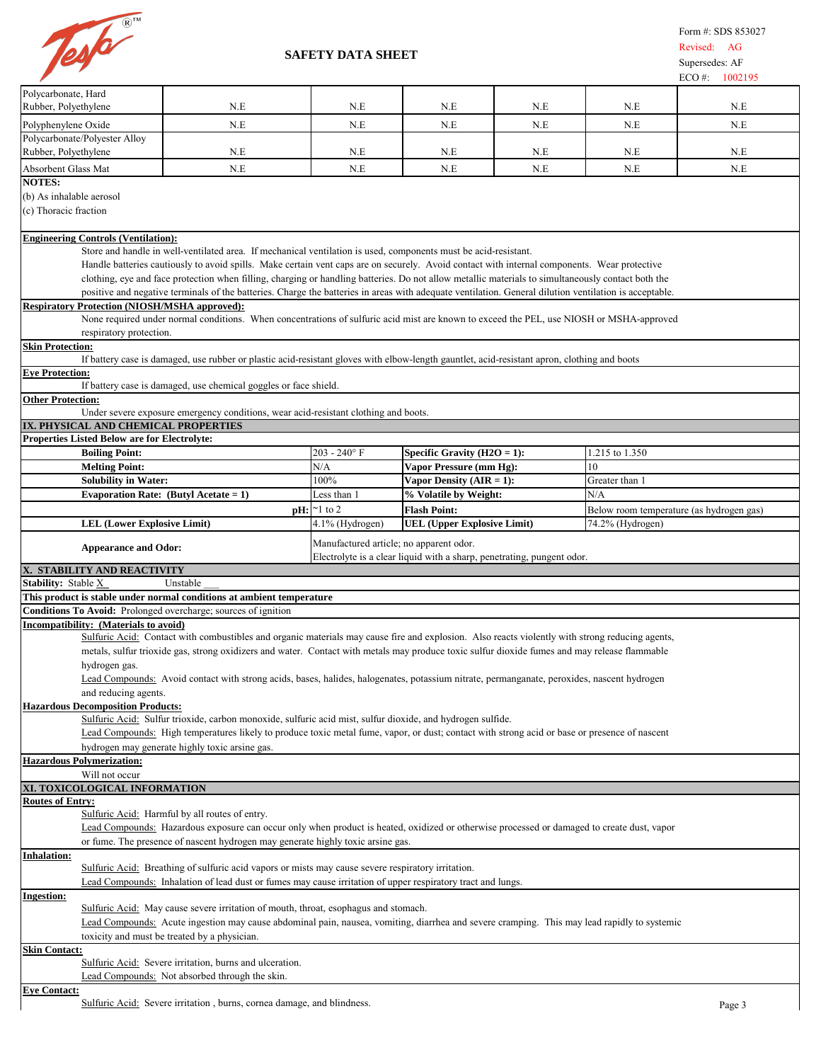| Polycarbonate, Hard Rubber, Polyethylene | N.E | N.E | N.E | N.E | N.E | N.E |
|---|---|---|---|---|---|---|
| Polyphenylene Oxide | N.E | N.E | N.E | N.E | N.E | N.E |
| Polycarbonate/Polyester Alloy Rubber, Polyethylene | N.E | N.E | N.E | N.E | N.E | N.E |
| Absorbent Glass Mat | N.E | N.E | N.E | N.E | N.E | N.E |

**NOTES:**

(b) As inhalable aerosol

(c) Thoracic fraction

**Engineering Controls (Ventilation):**

Store and handle in well-ventilated area. If mechanical ventilation is used, components must be acid-resistant. Handle batteries cautiously to avoid spills. Make certain vent caps are on securely. Avoid contact with internal components. Wear protective clothing, eye and face protection when filling, charging or handling batteries. Do not allow metallic materials to simultaneously contact both the positive and negative terminals of the batteries. Charge the batteries in areas with adequate ventilation. General dilution ventilation is acceptable.

**Respiratory Protection (NIOSH/MSHA approved):**

None required under normal conditions. When concentrations of sulfuric acid mist are known to exceed the PEL, use NIOSH or MSHA-approved respiratory protection.

**Skin Protection:**

If battery case is damaged, use rubber or plastic acid-resistant gloves with elbow-length gauntlet, acid-resistant apron, clothing and boots

**Eye Protection:**

If battery case is damaged, use chemical goggles or face shield.

**Other Protection:**

Under severe exposure emergency conditions, wear acid-resistant clothing and boots.

## IX. PHYSICAL AND CHEMICAL PROPERTIES

**Properties Listed Below are for Electrolyte:**

| Property | Value | Property | Value |
|---|---|---|---|
| **Boiling Point:** | 203 - 240° F | **Specific Gravity (H2O = 1):** | 1.215 to 1.350 |
| **Melting Point:** | N/A | **Vapor Pressure (mm Hg):** | 10 |
| **Solubility in Water:** | 100% | **Vapor Density (AIR = 1):** | Greater than 1 |
| **Evaporation Rate: (Butyl Acetate = 1)** | Less than 1 | **% Volatile by Weight:** | N/A |
| **pH:** | ~1 to 2 | **Flash Point:** | Below room temperature (as hydrogen gas) |
| **LEL (Lower Explosive Limit)** | 4.1% (Hydrogen) | **UEL (Upper Explosive Limit)** | 74.2% (Hydrogen) |
| **Appearance and Odor:** | Manufactured article; no apparent odor. Electrolyte is a clear liquid with a sharp, penetrating, pungent odor. | | |

## X. STABILITY AND REACTIVITY

**Stability:** Stable X Unstable ___

**This product is stable under normal conditions at ambient temperature**

**Conditions To Avoid:** Prolonged overcharge; sources of ignition

**Incompatibility: (Materials to avoid)**

Sulfuric Acid: Contact with combustibles and organic materials may cause fire and explosion. Also reacts violently with strong reducing agents, metals, sulfur trioxide gas, strong oxidizers and water. Contact with metals may produce toxic sulfur dioxide fumes and may release flammable hydrogen gas.

Lead Compounds: Avoid contact with strong acids, bases, halides, halogenates, potassium nitrate, permanganate, peroxides, nascent hydrogen and reducing agents.

**Hazardous Decomposition Products:**

Sulfuric Acid: Sulfur trioxide, carbon monoxide, sulfuric acid mist, sulfur dioxide, and hydrogen sulfide.

Lead Compounds: High temperatures likely to produce toxic metal fume, vapor, or dust; contact with strong acid or base or presence of nascent hydrogen may generate highly toxic arsine gas.

**Hazardous Polymerization:**

Will not occur

## XI. TOXICOLOGICAL INFORMATION

**Routes of Entry:**

Sulfuric Acid: Harmful by all routes of entry.

Lead Compounds: Hazardous exposure can occur only when product is heated, oxidized or otherwise processed or damaged to create dust, vapor or fume. The presence of nascent hydrogen may generate highly toxic arsine gas.

**Inhalation:**

Sulfuric Acid: Breathing of sulfuric acid vapors or mists may cause severe respiratory irritation.

Lead Compounds: Inhalation of lead dust or fumes may cause irritation of upper respiratory tract and lungs.

**Ingestion:**

Sulfuric Acid: May cause severe irritation of mouth, throat, esophagus and stomach.

Lead Compounds: Acute ingestion may cause abdominal pain, nausea, vomiting, diarrhea and severe cramping. This may lead rapidly to systemic toxicity and must be treated by a physician.

**Skin Contact:**

Sulfuric Acid: Severe irritation, burns and ulceration.

Lead Compounds: Not absorbed through the skin.

**Eye Contact:**

Sulfuric Acid: Severe irritation , burns, cornea damage, and blindness.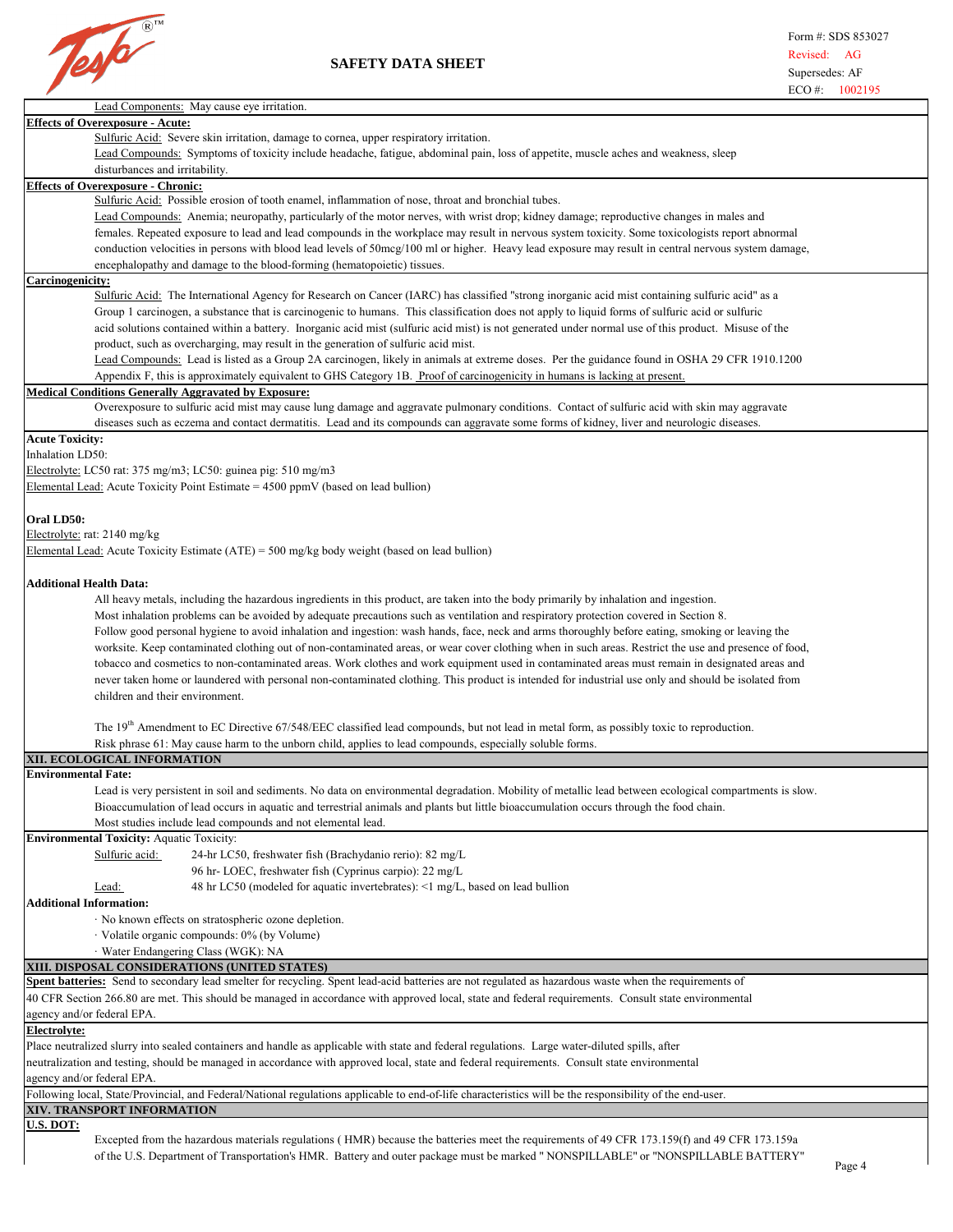Lead Components: May cause eye irritation.

**Effects of Overexposure - Acute:**

Sulfuric Acid: Severe skin irritation, damage to cornea, upper respiratory irritation.

Lead Compounds: Symptoms of toxicity include headache, fatigue, abdominal pain, loss of appetite, muscle aches and weakness, sleep disturbances and irritability.

**Effects of Overexposure - Chronic:**

Sulfuric Acid: Possible erosion of tooth enamel, inflammation of nose, throat and bronchial tubes.

Lead Compounds: Anemia; neuropathy, particularly of the motor nerves, with wrist drop; kidney damage; reproductive changes in males and females. Repeated exposure to lead and lead compounds in the workplace may result in nervous system toxicity. Some toxicologists report abnormal conduction velocities in persons with blood lead levels of 50mcg/100 ml or higher. Heavy lead exposure may result in central nervous system damage, encephalopathy and damage to the blood-forming (hematopoietic) tissues.

**Carcinogenicity:**

Sulfuric Acid: The International Agency for Research on Cancer (IARC) has classified "strong inorganic acid mist containing sulfuric acid" as a Group 1 carcinogen, a substance that is carcinogenic to humans. This classification does not apply to liquid forms of sulfuric acid or sulfuric acid solutions contained within a battery. Inorganic acid mist (sulfuric acid mist) is not generated under normal use of this product. Misuse of the product, such as overcharging, may result in the generation of sulfuric acid mist.

Lead Compounds: Lead is listed as a Group 2A carcinogen, likely in animals at extreme doses. Per the guidance found in OSHA 29 CFR 1910.1200 Appendix F, this is approximately equivalent to GHS Category 1B. Proof of carcinogenicity in humans is lacking at present.

**Medical Conditions Generally Aggravated by Exposure:**

Overexposure to sulfuric acid mist may cause lung damage and aggravate pulmonary conditions. Contact of sulfuric acid with skin may aggravate diseases such as eczema and contact dermatitis. Lead and its compounds can aggravate some forms of kidney, liver and neurologic diseases.

**Acute Toxicity:**

Inhalation LD50:

Electrolyte: LC50 rat: 375 mg/m3; LC50: guinea pig: 510 mg/m3

Elemental Lead: Acute Toxicity Point Estimate = 4500 ppmV (based on lead bullion)

**Oral LD50:**

Electrolyte: rat: 2140 mg/kg

Elemental Lead: Acute Toxicity Estimate (ATE) = 500 mg/kg body weight (based on lead bullion)

**Additional Health Data:**

All heavy metals, including the hazardous ingredients in this product, are taken into the body primarily by inhalation and ingestion. Most inhalation problems can be avoided by adequate precautions such as ventilation and respiratory protection covered in Section 8. Follow good personal hygiene to avoid inhalation and ingestion: wash hands, face, neck and arms thoroughly before eating, smoking or leaving the worksite. Keep contaminated clothing out of non-contaminated areas, or wear cover clothing when in such areas. Restrict the use and presence of food, tobacco and cosmetics to non-contaminated areas. Work clothes and work equipment used in contaminated areas must remain in designated areas and never taken home or laundered with personal non-contaminated clothing. This product is intended for industrial use only and should be isolated from children and their environment.

The 19th Amendment to EC Directive 67/548/EEC classified lead compounds, but not lead in metal form, as possibly toxic to reproduction. Risk phrase 61: May cause harm to the unborn child, applies to lead compounds, especially soluble forms.

## XII. ECOLOGICAL INFORMATION

**Environmental Fate:**

Lead is very persistent in soil and sediments. No data on environmental degradation. Mobility of metallic lead between ecological compartments is slow. Bioaccumulation of lead occurs in aquatic and terrestrial animals and plants but little bioaccumulation occurs through the food chain. Most studies include lead compounds and not elemental lead.

**Environmental Toxicity:** Aquatic Toxicity:

| | |
|---|---|
| Sulfuric acid: | 24-hr LC50, freshwater fish (Brachydanio rerio): 82 mg/L |
| | 96 hr- LOEC, freshwater fish (Cyprinus carpio): 22 mg/L |
| Lead: | 48 hr LC50 (modeled for aquatic invertebrates): <1 mg/L, based on lead bullion |

**Additional Information:**

· No known effects on stratospheric ozone depletion.
· Volatile organic compounds: 0% (by Volume)
· Water Endangering Class (WGK): NA

## XIII. DISPOSAL CONSIDERATIONS (UNITED STATES)

**Spent batteries:** Send to secondary lead smelter for recycling. Spent lead-acid batteries are not regulated as hazardous waste when the requirements of 40 CFR Section 266.80 are met. This should be managed in accordance with approved local, state and federal requirements. Consult state environmental agency and/or federal EPA.

**Electrolyte:**

Place neutralized slurry into sealed containers and handle as applicable with state and federal regulations. Large water-diluted spills, after neutralization and testing, should be managed in accordance with approved local, state and federal requirements. Consult state environmental agency and/or federal EPA.

Following local, State/Provincial, and Federal/National regulations applicable to end-of-life characteristics will be the responsibility of the end-user.

## XIV. TRANSPORT INFORMATION

**U.S. DOT:**

Excepted from the hazardous materials regulations ( HMR) because the batteries meet the requirements of 49 CFR 173.159(f) and 49 CFR 173.159a of the U.S. Department of Transportation's HMR. Battery and outer package must be marked " NONSPILLABLE" or "NONSPILLABLE BATTERY"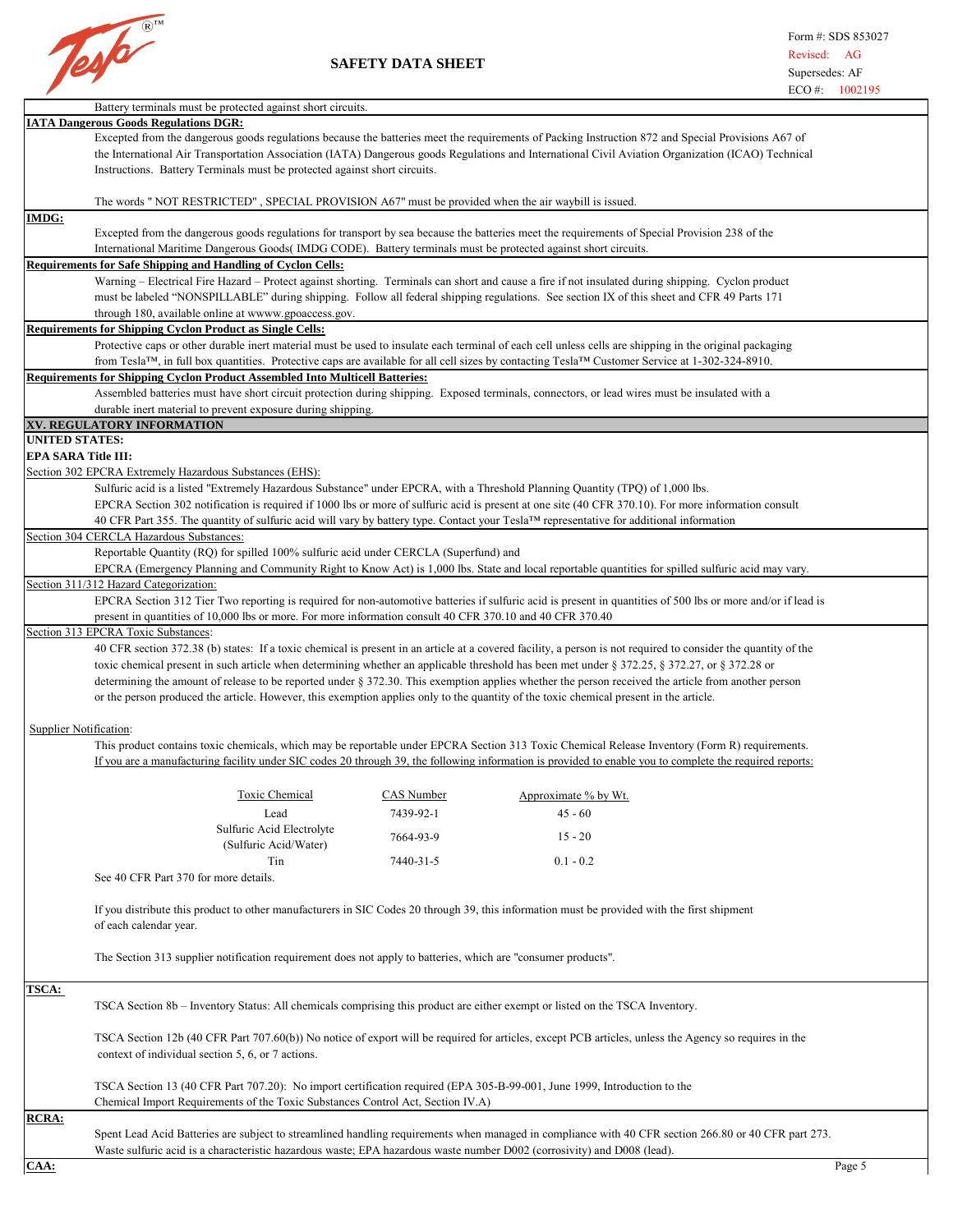Battery terminals must be protected against short circuits.

**IATA Dangerous Goods Regulations DGR:**

Excepted from the dangerous goods regulations because the batteries meet the requirements of Packing Instruction 872 and Special Provisions A67 of the International Air Transportation Association (IATA) Dangerous goods Regulations and International Civil Aviation Organization (ICAO) Technical Instructions. Battery Terminals must be protected against short circuits.

The words " NOT RESTRICTED" , SPECIAL PROVISION A67" must be provided when the air waybill is issued.

**IMDG:**

Excepted from the dangerous goods regulations for transport by sea because the batteries meet the requirements of Special Provision 238 of the International Maritime Dangerous Goods( IMDG CODE). Battery terminals must be protected against short circuits.

**Requirements for Safe Shipping and Handling of Cyclon Cells:**

Warning – Electrical Fire Hazard – Protect against shorting. Terminals can short and cause a fire if not insulated during shipping. Cyclon product must be labeled "NONSPILLABLE" during shipping. Follow all federal shipping regulations. See section IX of this sheet and CFR 49 Parts 171 through 180, available online at wwww.gpoaccess.gov.

**Requirements for Shipping Cyclon Product as Single Cells:**

Protective caps or other durable inert material must be used to insulate each terminal of each cell unless cells are shipping in the original packaging from Tesla™, in full box quantities. Protective caps are available for all cell sizes by contacting Tesla™ Customer Service at 1-302-324-8910.

**Requirements for Shipping Cyclon Product Assembled Into Multicell Batteries:**

Assembled batteries must have short circuit protection during shipping. Exposed terminals, connectors, or lead wires must be insulated with a durable inert material to prevent exposure during shipping.

## XV. REGULATORY INFORMATION

**UNITED STATES:**

**EPA SARA Title III:**

Section 302 EPCRA Extremely Hazardous Substances (EHS):

Sulfuric acid is a listed "Extremely Hazardous Substance" under EPCRA, with a Threshold Planning Quantity (TPQ) of 1,000 lbs. EPCRA Section 302 notification is required if 1000 lbs or more of sulfuric acid is present at one site (40 CFR 370.10). For more information consult 40 CFR Part 355. The quantity of sulfuric acid will vary by battery type. Contact your Tesla™ representative for additional information

Section 304 CERCLA Hazardous Substances:

Reportable Quantity (RQ) for spilled 100% sulfuric acid under CERCLA (Superfund) and EPCRA (Emergency Planning and Community Right to Know Act) is 1,000 lbs. State and local reportable quantities for spilled sulfuric acid may vary.

Section 311/312 Hazard Categorization:

EPCRA Section 312 Tier Two reporting is required for non-automotive batteries if sulfuric acid is present in quantities of 500 lbs or more and/or if lead is present in quantities of 10,000 lbs or more. For more information consult 40 CFR 370.10 and 40 CFR 370.40

Section 313 EPCRA Toxic Substances:

40 CFR section 372.38 (b) states: If a toxic chemical is present in an article at a covered facility, a person is not required to consider the quantity of the toxic chemical present in such article when determining whether an applicable threshold has been met under § 372.25, § 372.27, or § 372.28 or determining the amount of release to be reported under § 372.30. This exemption applies whether the person received the article from another person or the person produced the article. However, this exemption applies only to the quantity of the toxic chemical present in the article.

Supplier Notification:

This product contains toxic chemicals, which may be reportable under EPCRA Section 313 Toxic Chemical Release Inventory (Form R) requirements. If you are a manufacturing facility under SIC codes 20 through 39, the following information is provided to enable you to complete the required reports:

| Toxic Chemical | CAS Number | Approximate % by Wt. |
|---|---|---|
| Lead | 7439-92-1 | 45 - 60 |
| Sulfuric Acid Electrolyte (Sulfuric Acid/Water) | 7664-93-9 | 15 - 20 |
| Tin | 7440-31-5 | 0.1 - 0.2 |

See 40 CFR Part 370 for more details.

If you distribute this product to other manufacturers in SIC Codes 20 through 39, this information must be provided with the first shipment of each calendar year.

The Section 313 supplier notification requirement does not apply to batteries, which are "consumer products".

**TSCA:**

TSCA Section 8b – Inventory Status: All chemicals comprising this product are either exempt or listed on the TSCA Inventory.

TSCA Section 12b (40 CFR Part 707.60(b)) No notice of export will be required for articles, except PCB articles, unless the Agency so requires in the context of individual section 5, 6, or 7 actions.

TSCA Section 13 (40 CFR Part 707.20): No import certification required (EPA 305-B-99-001, June 1999, Introduction to the Chemical Import Requirements of the Toxic Substances Control Act, Section IV.A)

**RCRA:**

Spent Lead Acid Batteries are subject to streamlined handling requirements when managed in compliance with 40 CFR section 266.80 or 40 CFR part 273. Waste sulfuric acid is a characteristic hazardous waste; EPA hazardous waste number D002 (corrosivity) and D008 (lead).

**CAA:**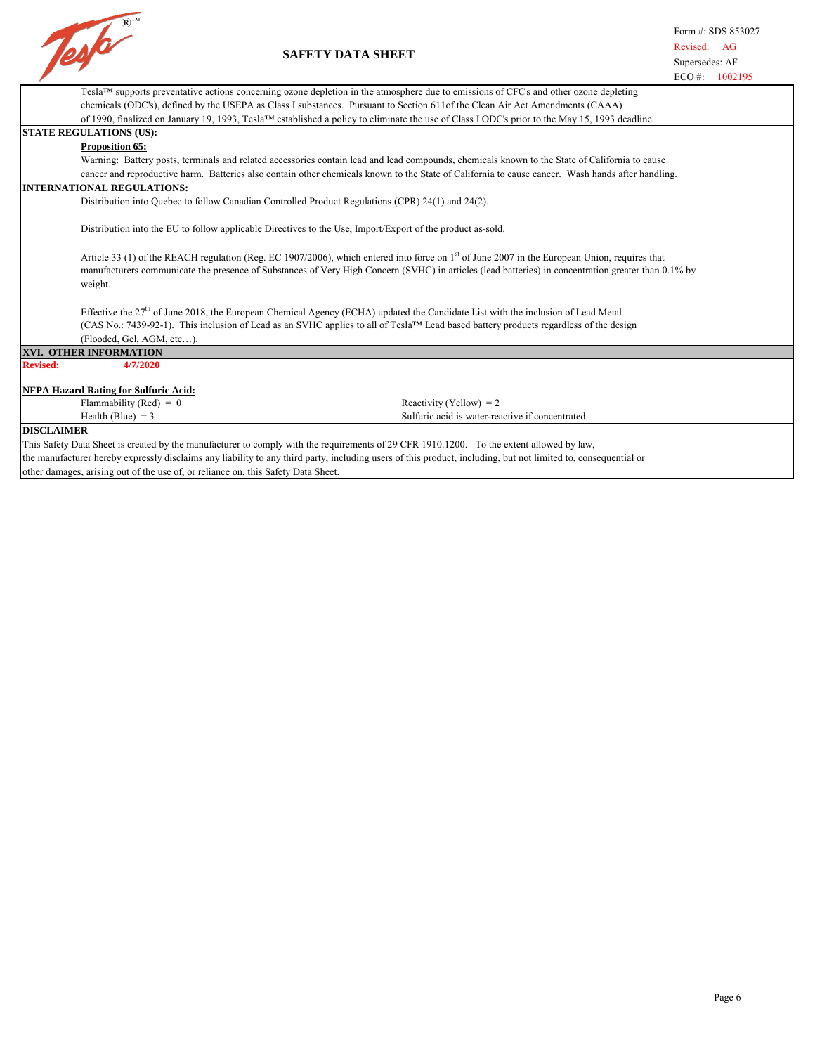Tesla™ supports preventative actions concerning ozone depletion in the atmosphere due to emissions of CFC's and other ozone depleting chemicals (ODC's), defined by the USEPA as Class I substances. Pursuant to Section 611of the Clean Air Act Amendments (CAAA) of 1990, finalized on January 19, 1993, Tesla™ established a policy to eliminate the use of Class I ODC's prior to the May 15, 1993 deadline.

**STATE REGULATIONS (US):**

**Proposition 65:**

Warning: Battery posts, terminals and related accessories contain lead and lead compounds, chemicals known to the State of California to cause cancer and reproductive harm. Batteries also contain other chemicals known to the State of California to cause cancer. Wash hands after handling.

**INTERNATIONAL REGULATIONS:**

Distribution into Quebec to follow Canadian Controlled Product Regulations (CPR) 24(1) and 24(2).

Distribution into the EU to follow applicable Directives to the Use, Import/Export of the product as-sold.

Article 33 (1) of the REACH regulation (Reg. EC 1907/2006), which entered into force on 1st of June 2007 in the European Union, requires that manufacturers communicate the presence of Substances of Very High Concern (SVHC) in articles (lead batteries) in concentration greater than 0.1% by weight.

Effective the 27th of June 2018, the European Chemical Agency (ECHA) updated the Candidate List with the inclusion of Lead Metal (CAS No.: 7439-92-1). This inclusion of Lead as an SVHC applies to all of Tesla™ Lead based battery products regardless of the design (Flooded, Gel, AGM, etc…).

## XVI. OTHER INFORMATION

**Revised:** **4/7/2020**

**NFPA Hazard Rating for Sulfuric Acid:**

| | |
|---|---|
| Flammability (Red) = 0 | Reactivity (Yellow) = 2 |
| Health (Blue) = 3 | Sulfuric acid is water-reactive if concentrated. |

**DISCLAIMER**

This Safety Data Sheet is created by the manufacturer to comply with the requirements of 29 CFR 1910.1200. To the extent allowed by law, the manufacturer hereby expressly disclaims any liability to any third party, including users of this product, including, but not limited to, consequential or other damages, arising out of the use of, or reliance on, this Safety Data Sheet.